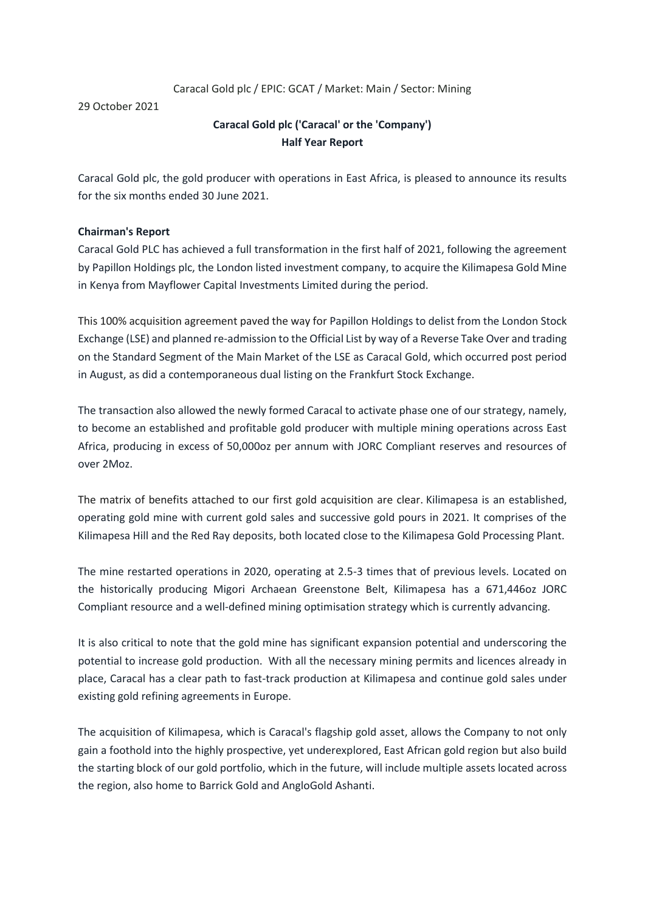Caracal Gold plc / EPIC: GCAT / Market: Main / Sector: Mining

29 October 2021

**Caracal Gold plc ('Caracal' or the 'Company')**
**Half Year Report**

Caracal Gold plc, the gold producer with operations in East Africa, is pleased to announce its results for the six months ended 30 June 2021.

**Chairman's Report**

Caracal Gold PLC has achieved a full transformation in the first half of 2021, following the agreement by Papillon Holdings plc, the London listed investment company, to acquire the Kilimapesa Gold Mine in Kenya from Mayflower Capital Investments Limited during the period.

This 100% acquisition agreement paved the way for Papillon Holdings to delist from the London Stock Exchange (LSE) and planned re-admission to the Official List by way of a Reverse Take Over and trading on the Standard Segment of the Main Market of the LSE as Caracal Gold, which occurred post period in August, as did a contemporaneous dual listing on the Frankfurt Stock Exchange.

The transaction also allowed the newly formed Caracal to activate phase one of our strategy, namely, to become an established and profitable gold producer with multiple mining operations across East Africa, producing in excess of 50,000oz per annum with JORC Compliant reserves and resources of over 2Moz.

The matrix of benefits attached to our first gold acquisition are clear. Kilimapesa is an established, operating gold mine with current gold sales and successive gold pours in 2021. It comprises of the Kilimapesa Hill and the Red Ray deposits, both located close to the Kilimapesa Gold Processing Plant.

The mine restarted operations in 2020, operating at 2.5-3 times that of previous levels. Located on the historically producing Migori Archaean Greenstone Belt, Kilimapesa has a 671,446oz JORC Compliant resource and a well-defined mining optimisation strategy which is currently advancing.

It is also critical to note that the gold mine has significant expansion potential and underscoring the potential to increase gold production. With all the necessary mining permits and licences already in place, Caracal has a clear path to fast-track production at Kilimapesa and continue gold sales under existing gold refining agreements in Europe.

The acquisition of Kilimapesa, which is Caracal's flagship gold asset, allows the Company to not only gain a foothold into the highly prospective, yet underexplored, East African gold region but also build the starting block of our gold portfolio, which in the future, will include multiple assets located across the region, also home to Barrick Gold and AngloGold Ashanti.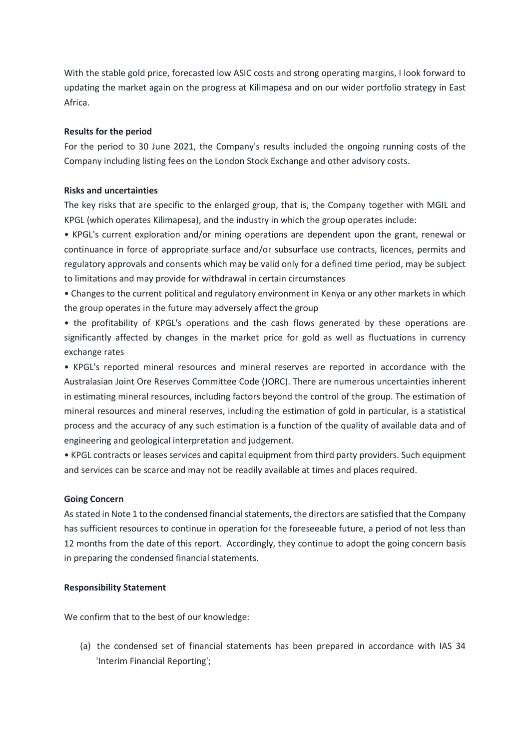With the stable gold price, forecasted low ASIC costs and strong operating margins, I look forward to updating the market again on the progress at Kilimapesa and on our wider portfolio strategy in East Africa.

**Results for the period**

For the period to 30 June 2021, the Company's results included the ongoing running costs of the Company including listing fees on the London Stock Exchange and other advisory costs.

**Risks and uncertainties**

The key risks that are specific to the enlarged group, that is, the Company together with MGIL and KPGL (which operates Kilimapesa), and the industry in which the group operates include:

- KPGL's current exploration and/or mining operations are dependent upon the grant, renewal or continuance in force of appropriate surface and/or subsurface use contracts, licences, permits and regulatory approvals and consents which may be valid only for a defined time period, may be subject to limitations and may provide for withdrawal in certain circumstances
- Changes to the current political and regulatory environment in Kenya or any other markets in which the group operates in the future may adversely affect the group
- the profitability of KPGL's operations and the cash flows generated by these operations are significantly affected by changes in the market price for gold as well as fluctuations in currency exchange rates
- KPGL's reported mineral resources and mineral reserves are reported in accordance with the Australasian Joint Ore Reserves Committee Code (JORC). There are numerous uncertainties inherent in estimating mineral resources, including factors beyond the control of the group. The estimation of mineral resources and mineral reserves, including the estimation of gold in particular, is a statistical process and the accuracy of any such estimation is a function of the quality of available data and of engineering and geological interpretation and judgement.
- KPGL contracts or leases services and capital equipment from third party providers. Such equipment and services can be scarce and may not be readily available at times and places required.

**Going Concern**

As stated in Note 1 to the condensed financial statements, the directors are satisfied that the Company has sufficient resources to continue in operation for the foreseeable future, a period of not less than 12 months from the date of this report. Accordingly, they continue to adopt the going concern basis in preparing the condensed financial statements.

**Responsibility Statement**

We confirm that to the best of our knowledge:

(a) the condensed set of financial statements has been prepared in accordance with IAS 34 'Interim Financial Reporting';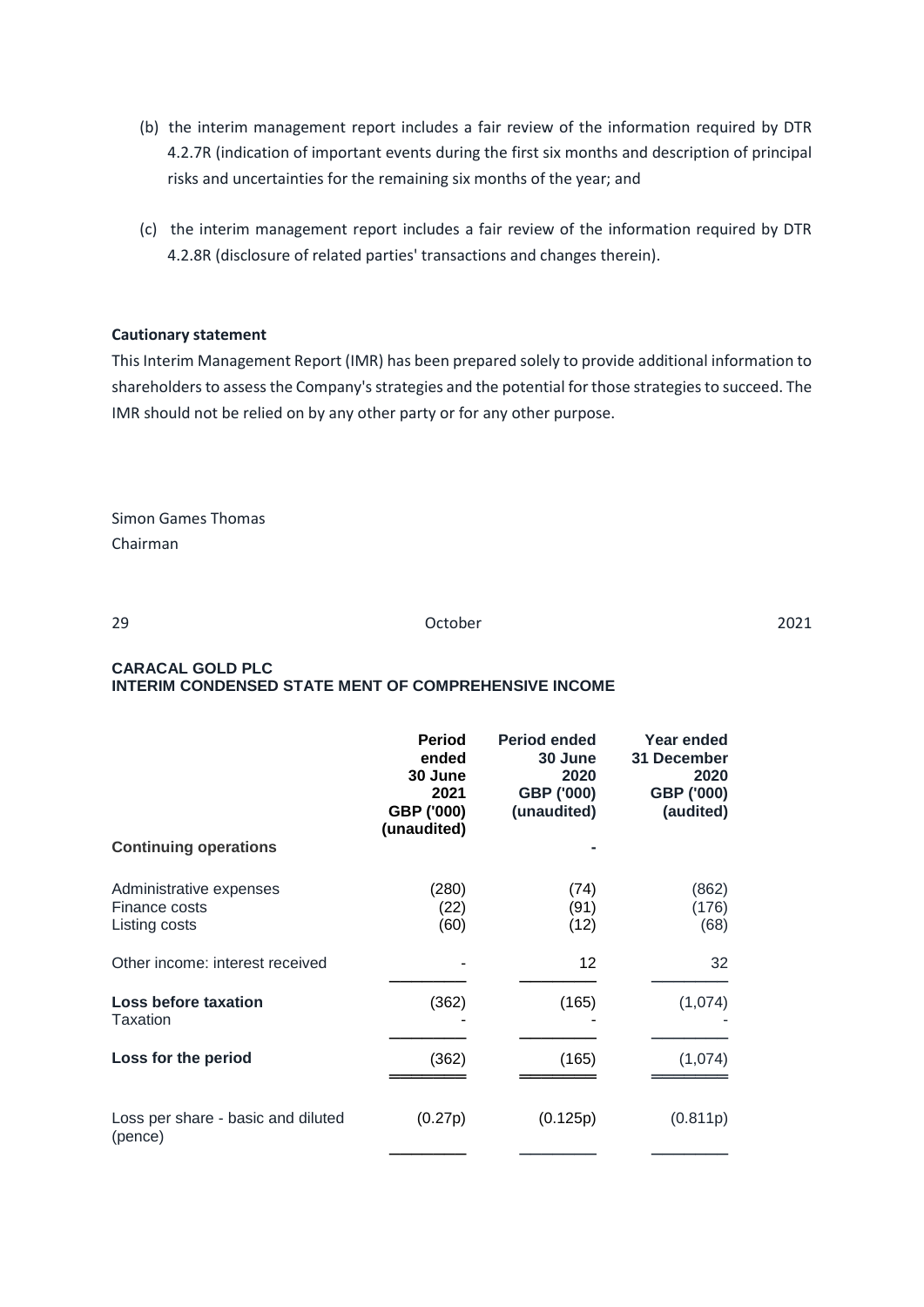(b) the interim management report includes a fair review of the information required by DTR 4.2.7R (indication of important events during the first six months and description of principal risks and uncertainties for the remaining six months of the year; and

(c) the interim management report includes a fair review of the information required by DTR 4.2.8R (disclosure of related parties' transactions and changes therein).

**Cautionary statement**

This Interim Management Report (IMR) has been prepared solely to provide additional information to shareholders to assess the Company's strategies and the potential for those strategies to succeed. The IMR should not be relied on by any other party or for any other purpose.

Simon Games Thomas
Chairman

29 October 2021

**CARACAL GOLD PLC**
**INTERIM CONDENSED STATE MENT OF COMPREHENSIVE INCOME**

| | Period ended 30 June 2021 GBP ('000) (unaudited) | Period ended 30 June 2020 GBP ('000) (unaudited) | Year ended 31 December 2020 GBP ('000) (audited) |
|---|---|---|---|
| **Continuing operations** | | - | |
| Administrative expenses | (280) | (74) | (862) |
| Finance costs | (22) | (91) | (176) |
| Listing costs | (60) | (12) | (68) |
| Other income: interest received | - | 12 | 32 |
| **Loss before taxation** | (362) | (165) | (1,074) |
| Taxation | - | - | - |
| **Loss for the period** | (362) | (165) | (1,074) |
| Loss per share - basic and diluted (pence) | (0.27p) | (0.125p) | (0.811p) |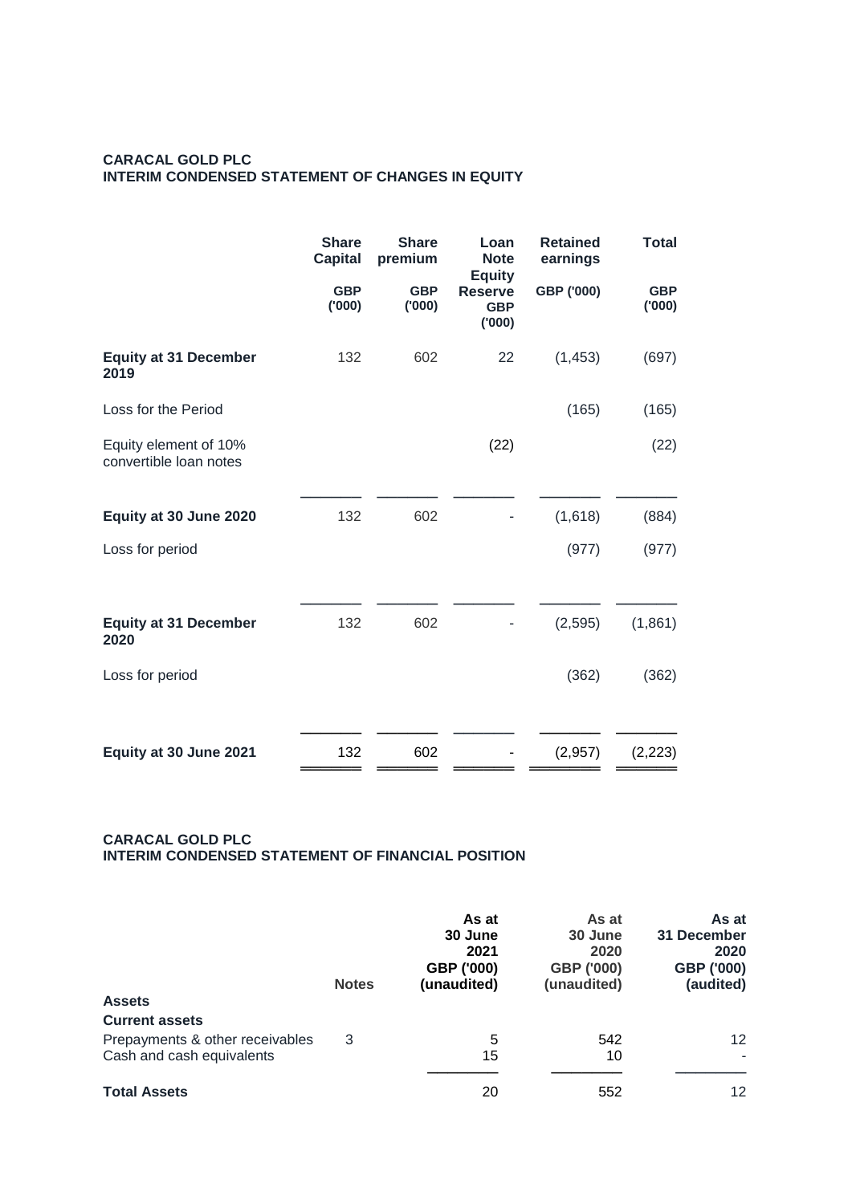**CARACAL GOLD PLC**
**INTERIM CONDENSED STATEMENT OF CHANGES IN EQUITY**

| | Share Capital GBP ('000) | Share premium GBP ('000) | Loan Note Equity Reserve GBP ('000) | Retained earnings GBP ('000) | Total GBP ('000) |
|---|---|---|---|---|---|
| **Equity at 31 December 2019** | 132 | 602 | 22 | (1,453) | (697) |
| Loss for the Period | | | | (165) | (165) |
| Equity element of 10% convertible loan notes | | | (22) | | (22) |
| **Equity at 30 June 2020** | 132 | 602 | - | (1,618) | (884) |
| Loss for period | | | | (977) | (977) |
| **Equity at 31 December 2020** | 132 | 602 | - | (2,595) | (1,861) |
| Loss for period | | | | (362) | (362) |
| **Equity at 30 June 2021** | 132 | 602 | - | (2,957) | (2,223) |

**CARACAL GOLD PLC**
**INTERIM CONDENSED STATEMENT OF FINANCIAL POSITION**

| | Notes | As at 30 June 2021 GBP ('000) (unaudited) | As at 30 June 2020 GBP ('000) (unaudited) | As at 31 December 2020 GBP ('000) (audited) |
|---|---|---|---|---|
| **Assets** | | | | |
| **Current assets** | | | | |
| Prepayments & other receivables | 3 | 5 | 542 | 12 |
| Cash and cash equivalents | | 15 | 10 | - |
| **Total Assets** | | 20 | 552 | 12 |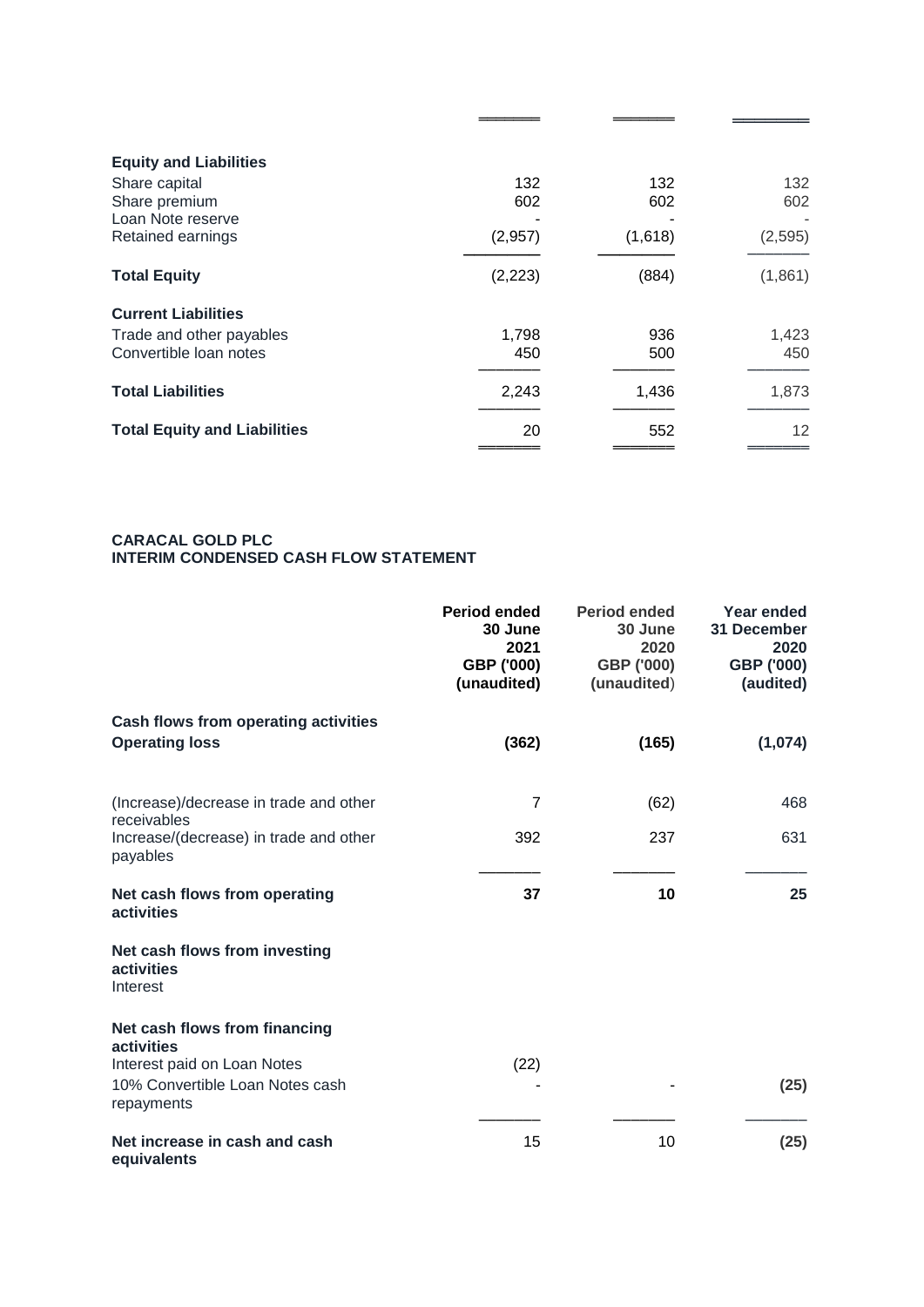| | | | |
|---|---|---|---|
| **Equity and Liabilities** | | | |
| Share capital | 132 | 132 | 132 |
| Share premium | 602 | 602 | 602 |
| Loan Note reserve | - | - | - |
| Retained earnings | (2,957) | (1,618) | (2,595) |
| **Total Equity** | (2,223) | (884) | (1,861) |
| **Current Liabilities** | | | |
| Trade and other payables | 1,798 | 936 | 1,423 |
| Convertible loan notes | 450 | 500 | 450 |
| **Total Liabilities** | 2,243 | 1,436 | 1,873 |
| **Total Equity and Liabilities** | 20 | 552 | 12 |

**CARACAL GOLD PLC**
**INTERIM CONDENSED CASH FLOW STATEMENT**

| | **Period ended 30 June 2021 GBP ('000) (unaudited)** | **Period ended 30 June 2020 GBP ('000) (unaudited)** | **Year ended 31 December 2020 GBP ('000) (audited)** |
|---|---|---|---|
| **Cash flows from operating activities** | | | |
| **Operating loss** | **(362)** | **(165)** | **(1,074)** |
| (Increase)/decrease in trade and other receivables | 7 | (62) | 468 |
| Increase/(decrease) in trade and other payables | 392 | 237 | 631 |
| **Net cash flows from operating activities** | **37** | **10** | **25** |
| **Net cash flows from investing activities** | | | |
| Interest | | | |
| **Net cash flows from financing activities** | | | |
| Interest paid on Loan Notes | (22) | | |
| 10% Convertible Loan Notes cash repayments | - | - | **(25)** |
| **Net increase in cash and cash equivalents** | 15 | 10 | **(25)** |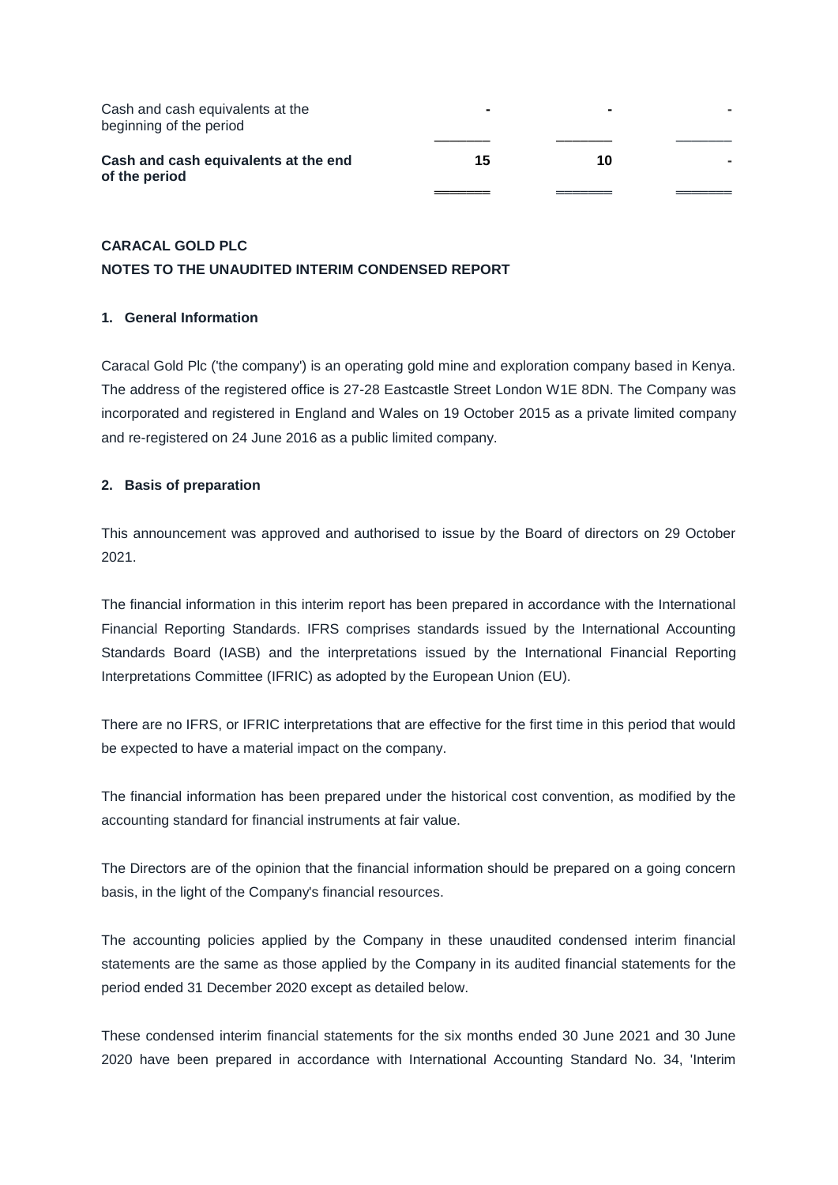| | | | |
|---|---|---|---|
| Cash and cash equivalents at the beginning of the period | - | - | - |
| **Cash and cash equivalents at the end of the period** | **15** | **10** | **-** |

**CARACAL GOLD PLC**

**NOTES TO THE UNAUDITED INTERIM CONDENSED REPORT**

#### 1. General Information

Caracal Gold Plc ('the company') is an operating gold mine and exploration company based in Kenya. The address of the registered office is 27-28 Eastcastle Street London W1E 8DN. The Company was incorporated and registered in England and Wales on 19 October 2015 as a private limited company and re-registered on 24 June 2016 as a public limited company.

#### 2. Basis of preparation

This announcement was approved and authorised to issue by the Board of directors on 29 October 2021.

The financial information in this interim report has been prepared in accordance with the International Financial Reporting Standards. IFRS comprises standards issued by the International Accounting Standards Board (IASB) and the interpretations issued by the International Financial Reporting Interpretations Committee (IFRIC) as adopted by the European Union (EU).

There are no IFRS, or IFRIC interpretations that are effective for the first time in this period that would be expected to have a material impact on the company.

The financial information has been prepared under the historical cost convention, as modified by the accounting standard for financial instruments at fair value.

The Directors are of the opinion that the financial information should be prepared on a going concern basis, in the light of the Company's financial resources.

The accounting policies applied by the Company in these unaudited condensed interim financial statements are the same as those applied by the Company in its audited financial statements for the period ended 31 December 2020 except as detailed below.

These condensed interim financial statements for the six months ended 30 June 2021 and 30 June 2020 have been prepared in accordance with International Accounting Standard No. 34, 'Interim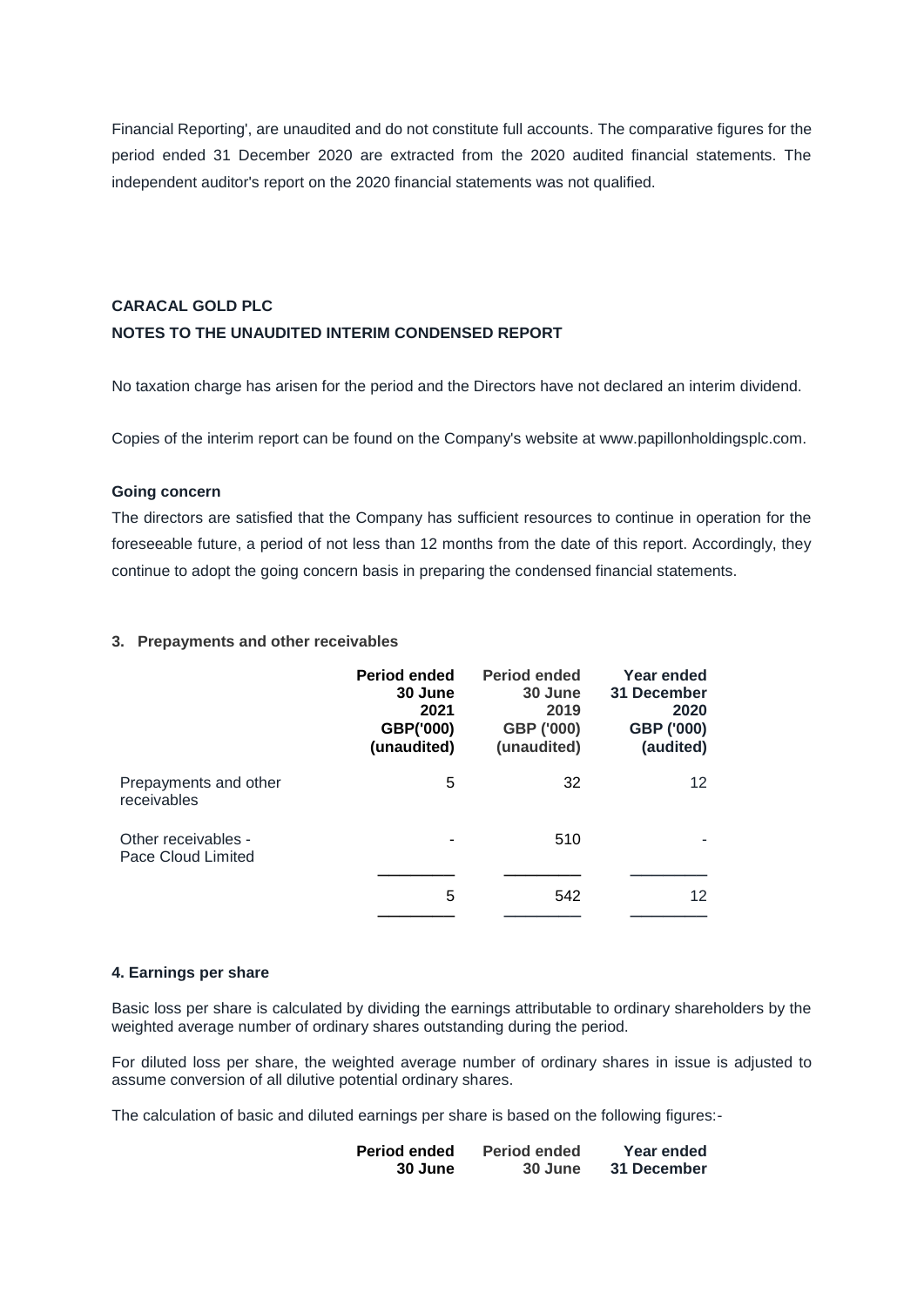Financial Reporting', are unaudited and do not constitute full accounts. The comparative figures for the period ended 31 December 2020 are extracted from the 2020 audited financial statements. The independent auditor's report on the 2020 financial statements was not qualified.

**CARACAL GOLD PLC**

**NOTES TO THE UNAUDITED INTERIM CONDENSED REPORT**

No taxation charge has arisen for the period and the Directors have not declared an interim dividend.

Copies of the interim report can be found on the Company's website at www.papillonholdingsplc.com.

**Going concern**

The directors are satisfied that the Company has sufficient resources to continue in operation for the foreseeable future, a period of not less than 12 months from the date of this report. Accordingly, they continue to adopt the going concern basis in preparing the condensed financial statements.

**3. Prepayments and other receivables**

| | Period ended 30 June 2021 GBP('000) (unaudited) | Period ended 30 June 2019 GBP ('000) (unaudited) | Year ended 31 December 2020 GBP ('000) (audited) |
|---|---|---|---|
| Prepayments and other receivables | 5 | 32 | 12 |
| Other receivables - Pace Cloud Limited | - | 510 | - |
| | 5 | 542 | 12 |

**4. Earnings per share**

Basic loss per share is calculated by dividing the earnings attributable to ordinary shareholders by the weighted average number of ordinary shares outstanding during the period.

For diluted loss per share, the weighted average number of ordinary shares in issue is adjusted to assume conversion of all dilutive potential ordinary shares.

The calculation of basic and diluted earnings per share is based on the following figures:-

| Period ended 30 June | Period ended 30 June | Year ended 31 December |
|---|---|---|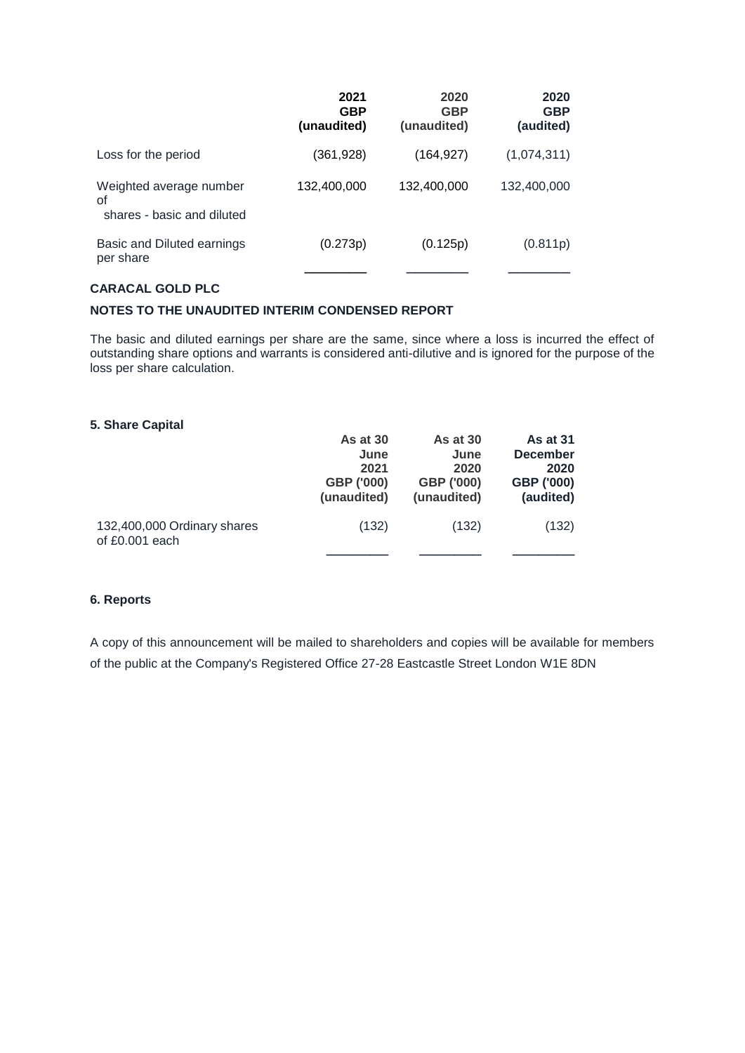| | 2021 GBP (unaudited) | 2020 GBP (unaudited) | 2020 GBP (audited) |
|---|---|---|---|
| Loss for the period | (361,928) | (164,927) | (1,074,311) |
| Weighted average number of shares - basic and diluted | 132,400,000 | 132,400,000 | 132,400,000 |
| Basic and Diluted earnings per share | (0.273p) | (0.125p) | (0.811p) |

**CARACAL GOLD PLC**

**NOTES TO THE UNAUDITED INTERIM CONDENSED REPORT**

The basic and diluted earnings per share are the same, since where a loss is incurred the effect of outstanding share options and warrants is considered anti-dilutive and is ignored for the purpose of the loss per share calculation.

**5. Share Capital**

| | As at 30 June 2021 GBP ('000) (unaudited) | As at 30 June 2020 GBP ('000) (unaudited) | As at 31 December 2020 GBP ('000) (audited) |
|---|---|---|---|
| 132,400,000 Ordinary shares of £0.001 each | (132) | (132) | (132) |

**6. Reports**

A copy of this announcement will be mailed to shareholders and copies will be available for members of the public at the Company's Registered Office 27-28 Eastcastle Street London W1E 8DN